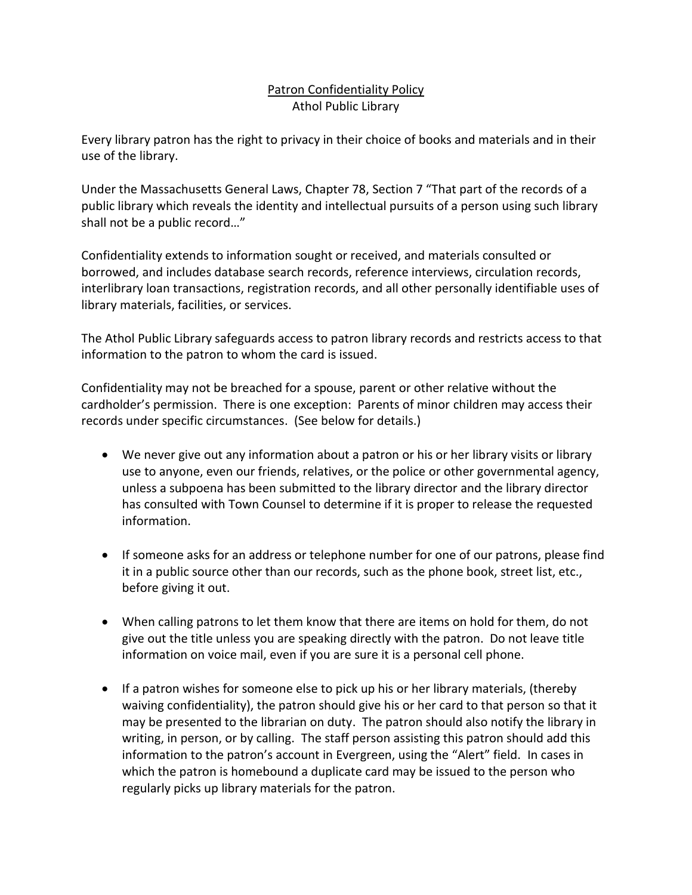<u>Patron Confidentiality Policy</u>

Athol Public Library

Every library patron has the right to privacy in their choice of books and materials and in their use of the library.

Under the Massachusetts General Laws, Chapter 78, Section 7 "That part of the records of a public library which reveals the identity and intellectual pursuits of a person using such library shall not be a public record…"

Confidentiality extends to information sought or received, and materials consulted or borrowed, and includes database search records, reference interviews, circulation records, interlibrary loan transactions, registration records, and all other personally identifiable uses of library materials, facilities, or services.

The Athol Public Library safeguards access to patron library records and restricts access to that information to the patron to whom the card is issued.

Confidentiality may not be breached for a spouse, parent or other relative without the cardholder's permission. There is one exception: Parents of minor children may access their records under specific circumstances. (See below for details.)

- We never give out any information about a patron or his or her library visits or library use to anyone, even our friends, relatives, or the police or other governmental agency, unless a subpoena has been submitted to the library director and the library director has consulted with Town Counsel to determine if it is proper to release the requested information.

- If someone asks for an address or telephone number for one of our patrons, please find it in a public source other than our records, such as the phone book, street list, etc., before giving it out.

- When calling patrons to let them know that there are items on hold for them, do not give out the title unless you are speaking directly with the patron. Do not leave title information on voice mail, even if you are sure it is a personal cell phone.

- If a patron wishes for someone else to pick up his or her library materials, (thereby waiving confidentiality), the patron should give his or her card to that person so that it may be presented to the librarian on duty. The patron should also notify the library in writing, in person, or by calling. The staff person assisting this patron should add this information to the patron's account in Evergreen, using the "Alert" field. In cases in which the patron is homebound a duplicate card may be issued to the person who regularly picks up library materials for the patron.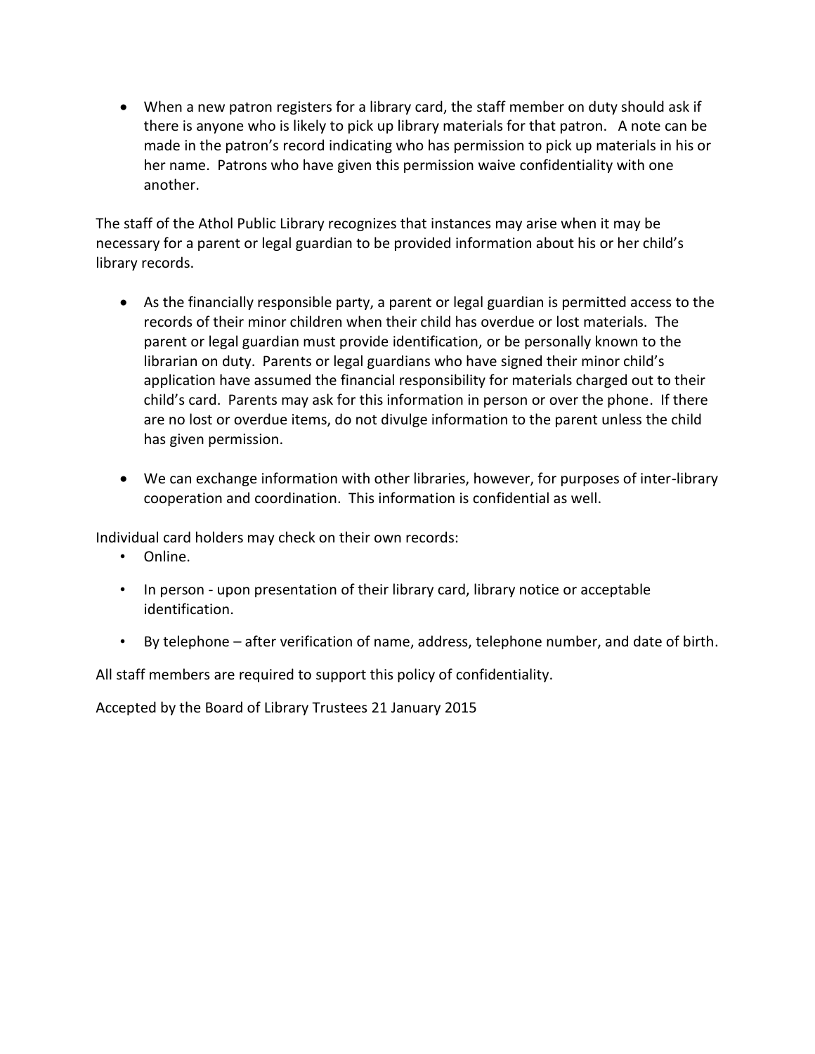- When a new patron registers for a library card, the staff member on duty should ask if there is anyone who is likely to pick up library materials for that patron. A note can be made in the patron's record indicating who has permission to pick up materials in his or her name. Patrons who have given this permission waive confidentiality with one another.

The staff of the Athol Public Library recognizes that instances may arise when it may be necessary for a parent or legal guardian to be provided information about his or her child's library records.

- As the financially responsible party, a parent or legal guardian is permitted access to the records of their minor children when their child has overdue or lost materials. The parent or legal guardian must provide identification, or be personally known to the librarian on duty. Parents or legal guardians who have signed their minor child's application have assumed the financial responsibility for materials charged out to their child's card. Parents may ask for this information in person or over the phone. If there are no lost or overdue items, do not divulge information to the parent unless the child has given permission.

- We can exchange information with other libraries, however, for purposes of inter-library cooperation and coordination. This information is confidential as well.

Individual card holders may check on their own records:

- Online.
- In person - upon presentation of their library card, library notice or acceptable identification.
- By telephone – after verification of name, address, telephone number, and date of birth.

All staff members are required to support this policy of confidentiality.

Accepted by the Board of Library Trustees 21 January 2015